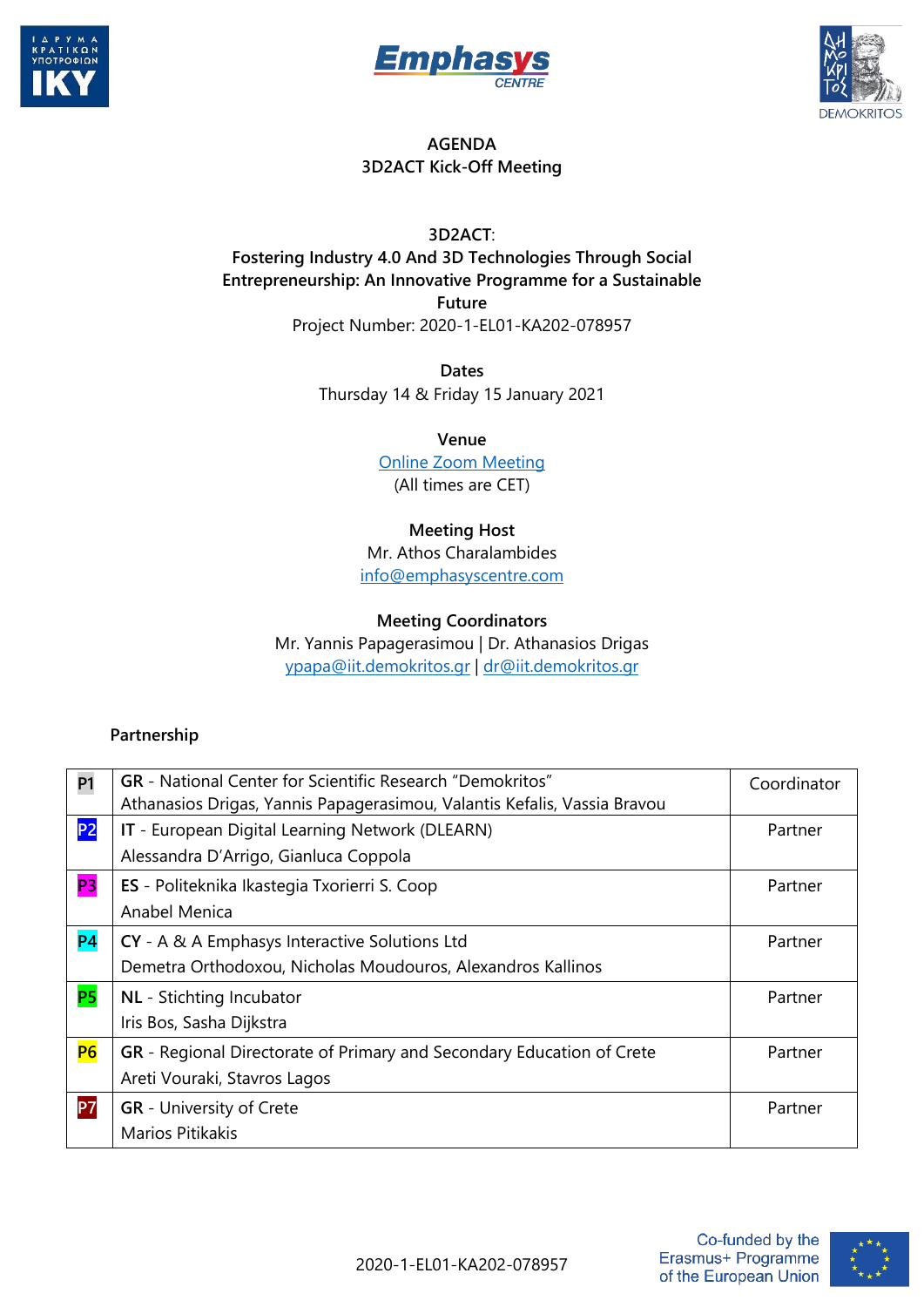# AGENDA
## 3D2ACT Kick-Off Meeting

**3D2ACT:**
**Fostering Industry 4.0 And 3D Technologies Through Social Entrepreneurship: An Innovative Programme for a Sustainable Future**
Project Number: 2020-1-EL01-KA202-078957

**Dates**
Thursday 14 & Friday 15 January 2021

**Venue**
Online Zoom Meeting
(All times are CET)

**Meeting Host**
Mr. Athos Charalambides
info@emphasyscentre.com

**Meeting Coordinators**
Mr. Yannis Papagerasimou | Dr. Athanasios Drigas
ypapa@iit.demokritos.gr | dr@iit.demokritos.gr

**Partnership**

| | | |
|---|---|---|
| P1 | **GR** - National Center for Scientific Research "Demokritos"<br>Athanasios Drigas, Yannis Papagerasimou, Valantis Kefalis, Vassia Bravou | Coordinator |
| P2 | **IT** - European Digital Learning Network (DLEARN)<br>Alessandra D'Arrigo, Gianluca Coppola | Partner |
| P3 | **ES** - Politeknika Ikastegia Txorierri S. Coop<br>Anabel Menica | Partner |
| P4 | **CY** - A & A Emphasys Interactive Solutions Ltd<br>Demetra Orthodoxou, Nicholas Moudouros, Alexandros Kallinos | Partner |
| P5 | **NL** - Stichting Incubator<br>Iris Bos, Sasha Dijkstra | Partner |
| P6 | **GR** - Regional Directorate of Primary and Secondary Education of Crete<br>Areti Vouraki, Stavros Lagos | Partner |
| P7 | **GR** - University of Crete<br>Marios Pitikakis | Partner |

Co-funded by the Erasmus+ Programme of the European Union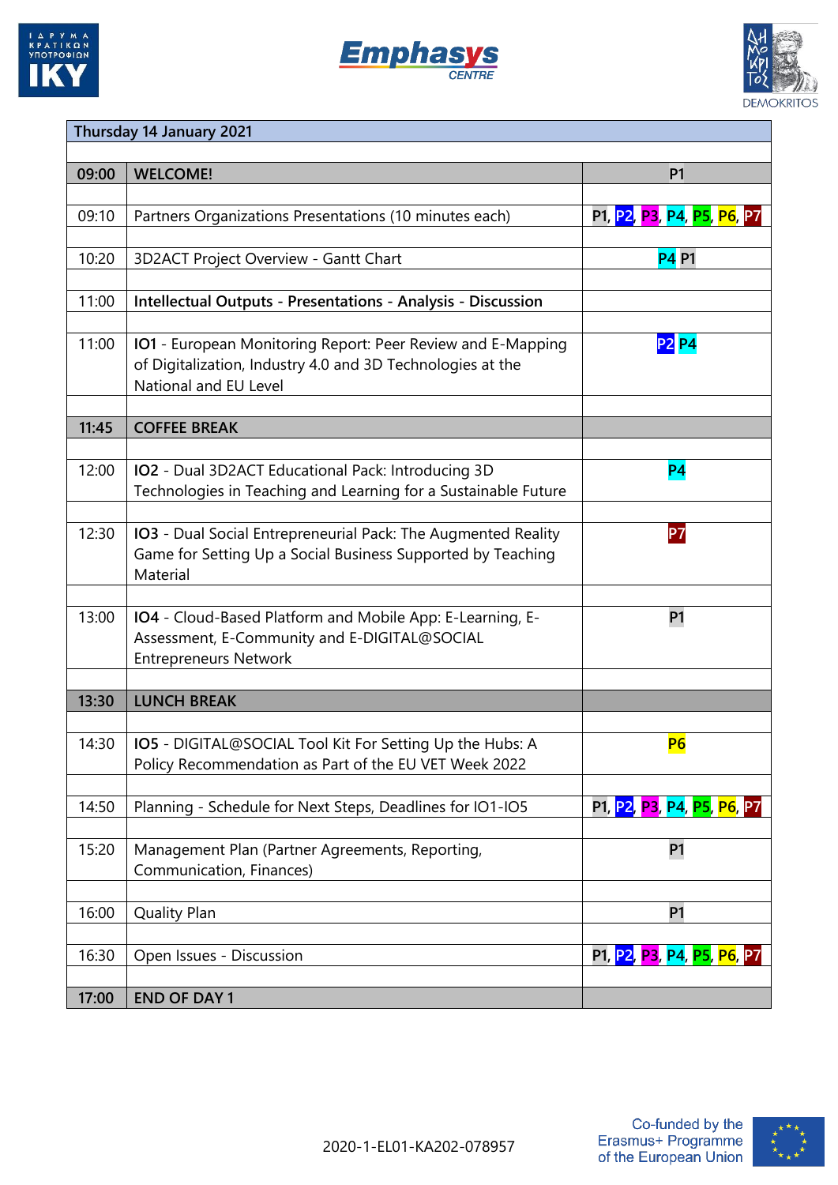| Thursday 14 January 2021 | | |
|---|---|---|
| **09:00** | **WELCOME!** | P1 |
| 09:10 | Partners Organizations Presentations (10 minutes each) | P1, P2, P3, P4, P5, P6, P7 |
| 10:20 | 3D2ACT Project Overview - Gantt Chart | P4 P1 |
| 11:00 | **Intellectual Outputs - Presentations - Analysis - Discussion** | |
| 11:00 | **IO1** - European Monitoring Report: Peer Review and E-Mapping of Digitalization, Industry 4.0 and 3D Technologies at the National and EU Level | P2 P4 |
| **11:45** | **COFFEE BREAK** | |
| 12:00 | **IO2** - Dual 3D2ACT Educational Pack: Introducing 3D Technologies in Teaching and Learning for a Sustainable Future | P4 |
| 12:30 | **IO3** - Dual Social Entrepreneurial Pack: The Augmented Reality Game for Setting Up a Social Business Supported by Teaching Material | P7 |
| 13:00 | **IO4** - Cloud-Based Platform and Mobile App: E-Learning, E-Assessment, E-Community and E-DIGITAL@SOCIAL Entrepreneurs Network | P1 |
| **13:30** | **LUNCH BREAK** | |
| 14:30 | **IO5** - DIGITAL@SOCIAL Tool Kit For Setting Up the Hubs: A Policy Recommendation as Part of the EU VET Week 2022 | P6 |
| 14:50 | Planning - Schedule for Next Steps, Deadlines for IO1-IO5 | P1, P2, P3, P4, P5, P6, P7 |
| 15:20 | Management Plan (Partner Agreements, Reporting, Communication, Finances) | P1 |
| 16:00 | Quality Plan | P1 |
| 16:30 | Open Issues - Discussion | P1, P2, P3, P4, P5, P6, P7 |
| **17:00** | **END OF DAY 1** | |

2020-1-EL01-KA202-078957

Co-funded by the Erasmus+ Programme of the European Union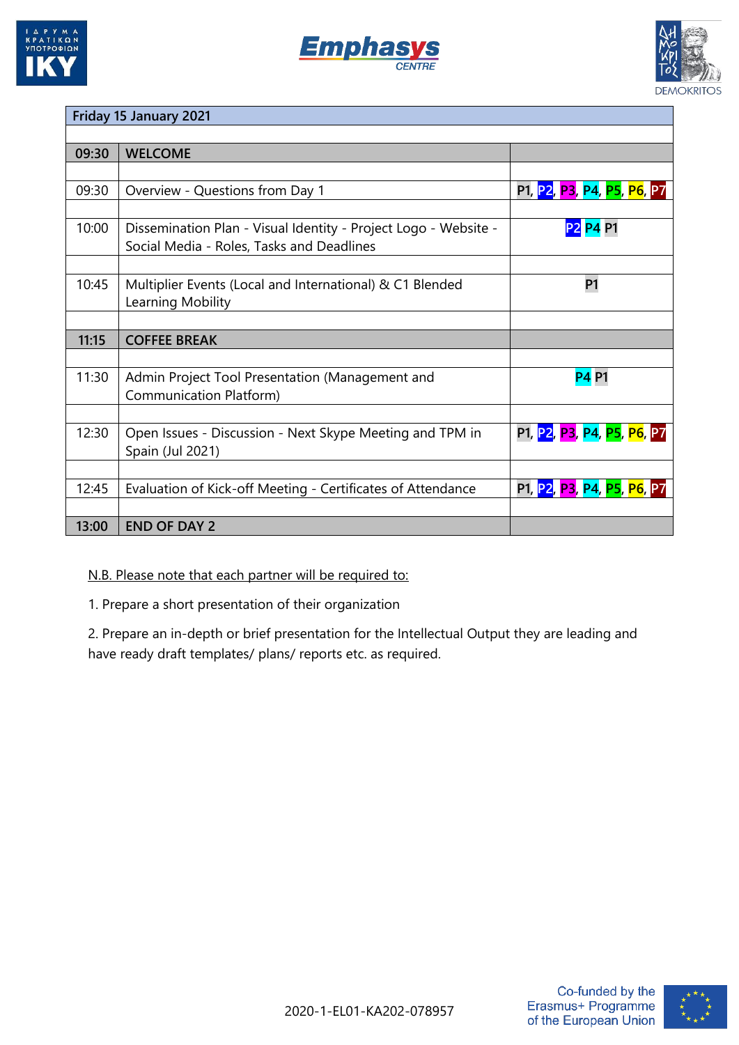| Friday 15 January 2021 | | |
|---|---|---|
| | | |
| **09:30** | **WELCOME** | |
| | | |
| 09:30 | Overview - Questions from Day 1 | **P1, P2, P3, P4, P5, P6, P7** |
| | | |
| 10:00 | Dissemination Plan - Visual Identity - Project Logo - Website - Social Media - Roles, Tasks and Deadlines | **P2 P4 P1** |
| | | |
| 10:45 | Multiplier Events (Local and International) & C1 Blended Learning Mobility | **P1** |
| | | |
| **11:15** | **COFFEE BREAK** | |
| | | |
| 11:30 | Admin Project Tool Presentation (Management and Communication Platform) | **P4 P1** |
| | | |
| 12:30 | Open Issues - Discussion - Next Skype Meeting and TPM in Spain (Jul 2021) | **P1, P2, P3, P4, P5, P6, P7** |
| | | |
| 12:45 | Evaluation of Kick-off Meeting - Certificates of Attendance | **P1, P2, P3, P4, P5, P6, P7** |
| | | |
| **13:00** | **END OF DAY 2** | |

N.B. Please note that each partner will be required to:

1. Prepare a short presentation of their organization

2. Prepare an in-depth or brief presentation for the Intellectual Output they are leading and have ready draft templates/ plans/ reports etc. as required.